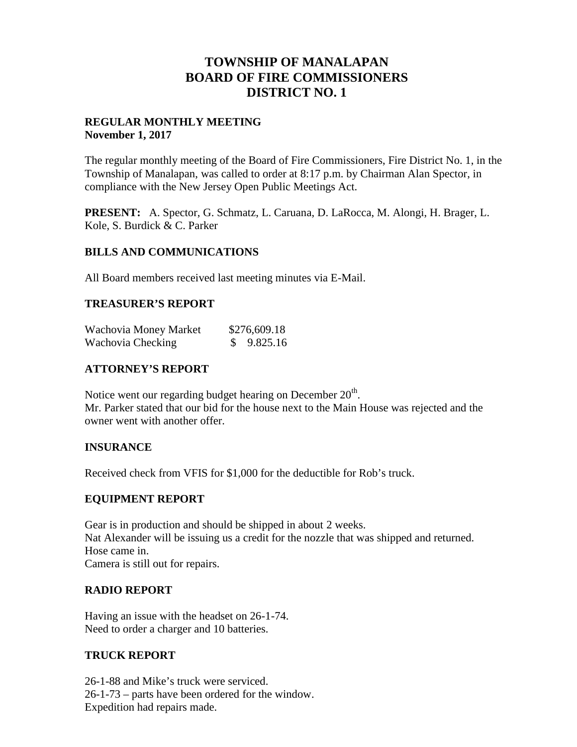# TOWNSHIP OF MANALAPAN
# BOARD OF FIRE COMMISSIONERS
# DISTRICT NO. 1

**REGULAR MONTHLY MEETING**
**November 1, 2017**

The regular monthly meeting of the Board of Fire Commissioners, Fire District No. 1, in the Township of Manalapan, was called to order at 8:17 p.m. by Chairman Alan Spector, in compliance with the New Jersey Open Public Meetings Act.

**PRESENT:** A. Spector, G. Schmatz, L. Caruana, D. LaRocca, M. Alongi, H. Brager, L. Kole, S. Burdick & C. Parker

## BILLS AND COMMUNICATIONS

All Board members received last meeting minutes via E-Mail.

## TREASURER'S REPORT

| | |
|---|---|
| Wachovia Money Market | $276,609.18 |
| Wachovia Checking | $ 9.825.16 |

## ATTORNEY'S REPORT

Notice went our regarding budget hearing on December 20th.
Mr. Parker stated that our bid for the house next to the Main House was rejected and the owner went with another offer.

## INSURANCE

Received check from VFIS for $1,000 for the deductible for Rob's truck.

## EQUIPMENT REPORT

Gear is in production and should be shipped in about 2 weeks.
Nat Alexander will be issuing us a credit for the nozzle that was shipped and returned.
Hose came in.
Camera is still out for repairs.

## RADIO REPORT

Having an issue with the headset on 26-1-74.
Need to order a charger and 10 batteries.

## TRUCK REPORT

26-1-88 and Mike's truck were serviced.
26-1-73 – parts have been ordered for the window.
Expedition had repairs made.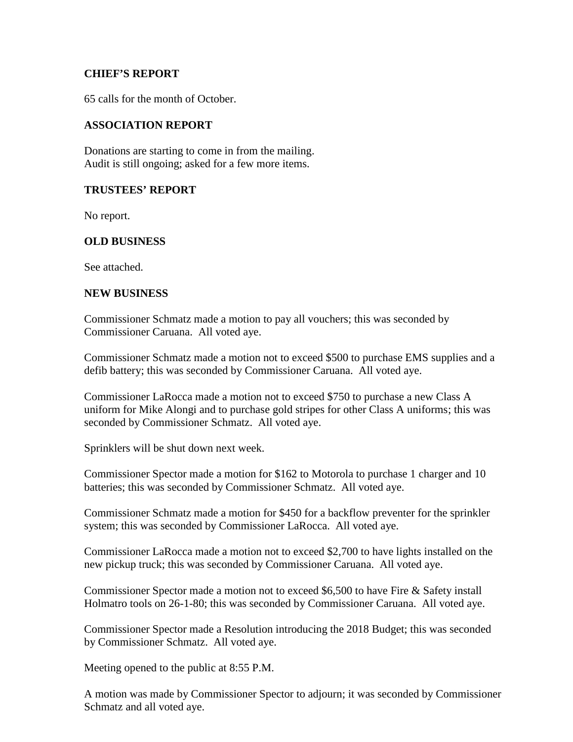## CHIEF'S REPORT

65 calls for the month of October.

## ASSOCIATION REPORT

Donations are starting to come in from the mailing.
Audit is still ongoing; asked for a few more items.

## TRUSTEES' REPORT

No report.

## OLD BUSINESS

See attached.

## NEW BUSINESS

Commissioner Schmatz made a motion to pay all vouchers; this was seconded by Commissioner Caruana. All voted aye.

Commissioner Schmatz made a motion not to exceed $500 to purchase EMS supplies and a defib battery; this was seconded by Commissioner Caruana. All voted aye.

Commissioner LaRocca made a motion not to exceed $750 to purchase a new Class A uniform for Mike Alongi and to purchase gold stripes for other Class A uniforms; this was seconded by Commissioner Schmatz. All voted aye.

Sprinklers will be shut down next week.

Commissioner Spector made a motion for $162 to Motorola to purchase 1 charger and 10 batteries; this was seconded by Commissioner Schmatz. All voted aye.

Commissioner Schmatz made a motion for $450 for a backflow preventer for the sprinkler system; this was seconded by Commissioner LaRocca. All voted aye.

Commissioner LaRocca made a motion not to exceed $2,700 to have lights installed on the new pickup truck; this was seconded by Commissioner Caruana. All voted aye.

Commissioner Spector made a motion not to exceed $6,500 to have Fire & Safety install Holmatro tools on 26-1-80; this was seconded by Commissioner Caruana. All voted aye.

Commissioner Spector made a Resolution introducing the 2018 Budget; this was seconded by Commissioner Schmatz. All voted aye.

Meeting opened to the public at 8:55 P.M.

A motion was made by Commissioner Spector to adjourn; it was seconded by Commissioner Schmatz and all voted aye.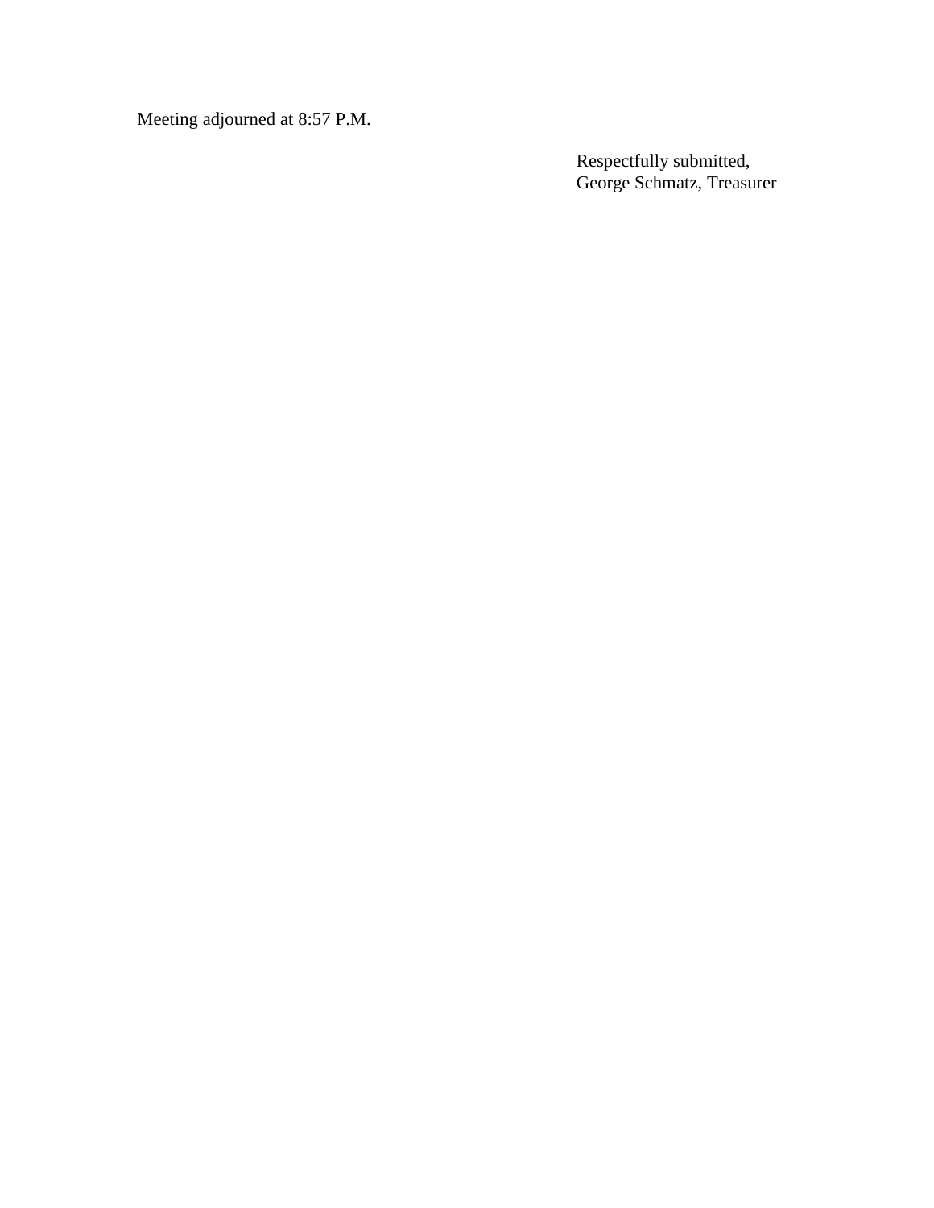Meeting adjourned at 8:57 P.M.

Respectfully submitted,
George Schmatz, Treasurer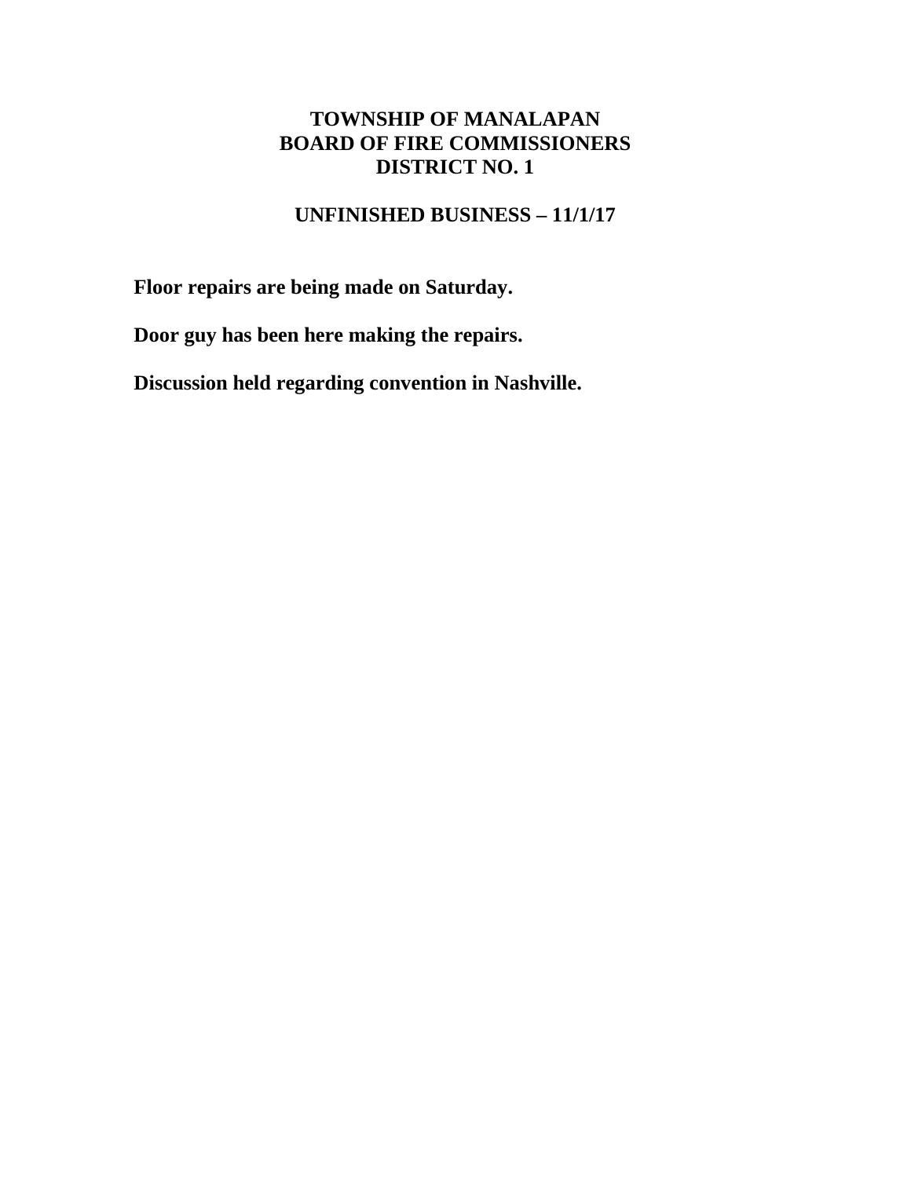**TOWNSHIP OF MANALAPAN**
**BOARD OF FIRE COMMISSIONERS**
**DISTRICT NO. 1**

**UNFINISHED BUSINESS – 11/1/17**

**Floor repairs are being made on Saturday.**

**Door guy has been here making the repairs.**

**Discussion held regarding convention in Nashville.**